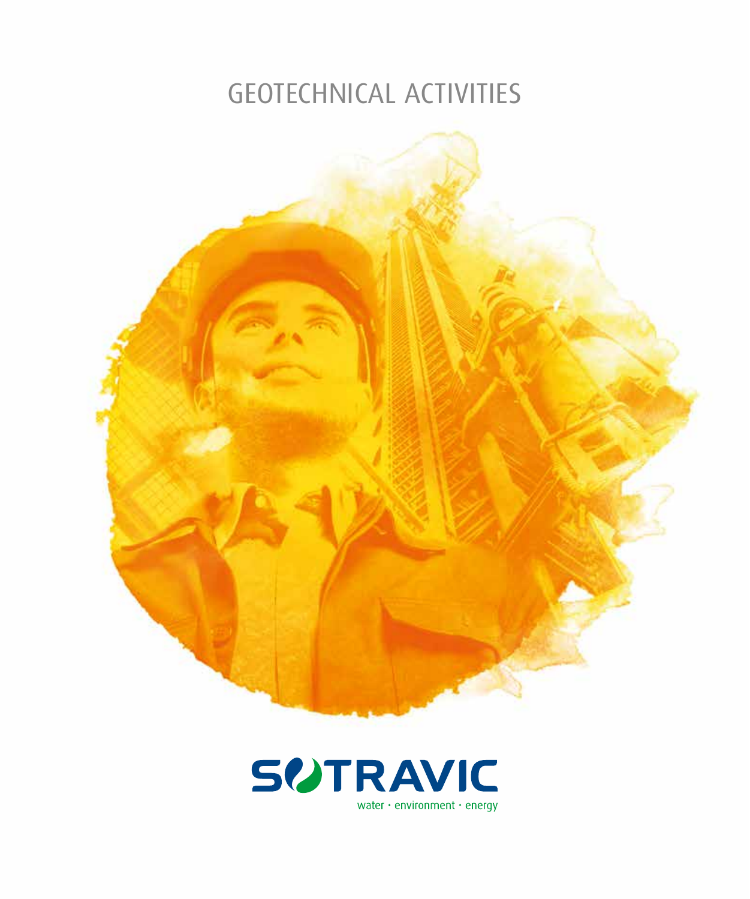# GEOTECHNICAL ACTIVITIES

SOTRAVIC

water · environment · energy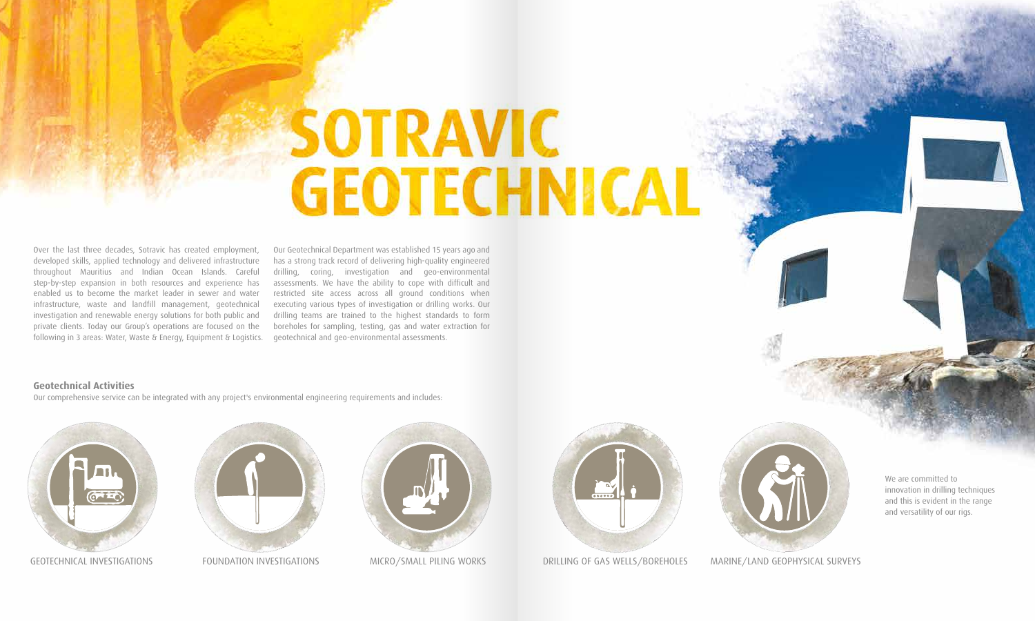# SOTRAVIC GEOTECHNICAL

Over the last three decades, Sotravic has created employment, developed skills, applied technology and delivered infrastructure throughout Mauritius and Indian Ocean Islands. Careful step-by-step expansion in both resources and experience has enabled us to become the market leader in sewer and water infrastructure, waste and landfill management, geotechnical investigation and renewable energy solutions for both public and private clients. Today our Group's operations are focused on the following in 3 areas: Water, Waste & Energy, Equipment & Logistics.

Our Geotechnical Department was established 15 years ago and has a strong track record of delivering high-quality engineered drilling, coring, investigation and geo-environmental assessments. We have the ability to cope with difficult and restricted site access across all ground conditions when executing various types of investigation or drilling works. Our drilling teams are trained to the highest standards to form boreholes for sampling, testing, gas and water extraction for geotechnical and geo-environmental assessments.

### Geotechnical Activities

Our comprehensive service can be integrated with any project's environmental engineering requirements and includes:

- GEOTECHNICAL INVESTIGATIONS
- FOUNDATION INVESTIGATIONS
- MICRO/SMALL PILING WORKS
- DRILLING OF GAS WELLS/BOREHOLES
- MARINE/LAND GEOPHYSICAL SURVEYS

We are committed to innovation in drilling techniques and this is evident in the range and versatility of our rigs.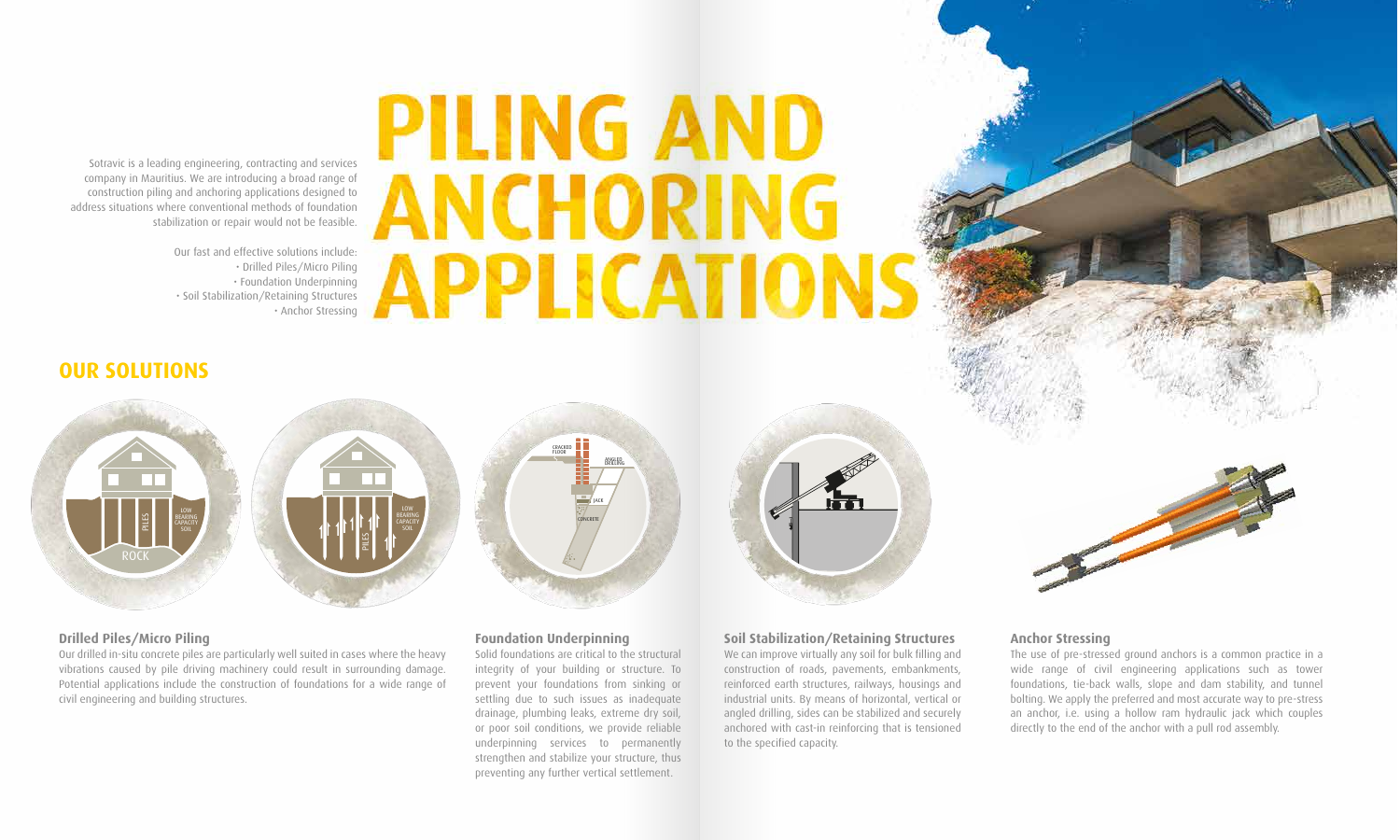# PILING AND ANCHORING APPLICATIONS

Sotravic is a leading engineering, contracting and services company in Mauritius. We are introducing a broad range of construction piling and anchoring applications designed to address situations where conventional methods of foundation stabilization or repair would not be feasible.

Our fast and effective solutions include:

- Drilled Piles/Micro Piling
- Foundation Underpinning
- Soil Stabilization/Retaining Structures
- Anchor Stressing

## OUR SOLUTIONS

### Drilled Piles/Micro Piling

Our drilled in-situ concrete piles are particularly well suited in cases where the heavy vibrations caused by pile driving machinery could result in surrounding damage. Potential applications include the construction of foundations for a wide range of civil engineering and building structures.

### Foundation Underpinning

Solid foundations are critical to the structural integrity of your building or structure. To prevent your foundations from sinking or settling due to such issues as inadequate drainage, plumbing leaks, extreme dry soil, or poor soil conditions, we provide reliable underpinning services to permanently strengthen and stabilize your structure, thus preventing any further vertical settlement.

### Soil Stabilization/Retaining Structures

We can improve virtually any soil for bulk filling and construction of roads, pavements, embankments, reinforced earth structures, railways, housings and industrial units. By means of horizontal, vertical or angled drilling, sides can be stabilized and securely anchored with cast-in reinforcing that is tensioned to the specified capacity.

### Anchor Stressing

The use of pre-stressed ground anchors is a common practice in a wide range of civil engineering applications such as tower foundations, tie-back walls, slope and dam stability, and tunnel bolting. We apply the preferred and most accurate way to pre-stress an anchor, i.e. using a hollow ram hydraulic jack which couples directly to the end of the anchor with a pull rod assembly.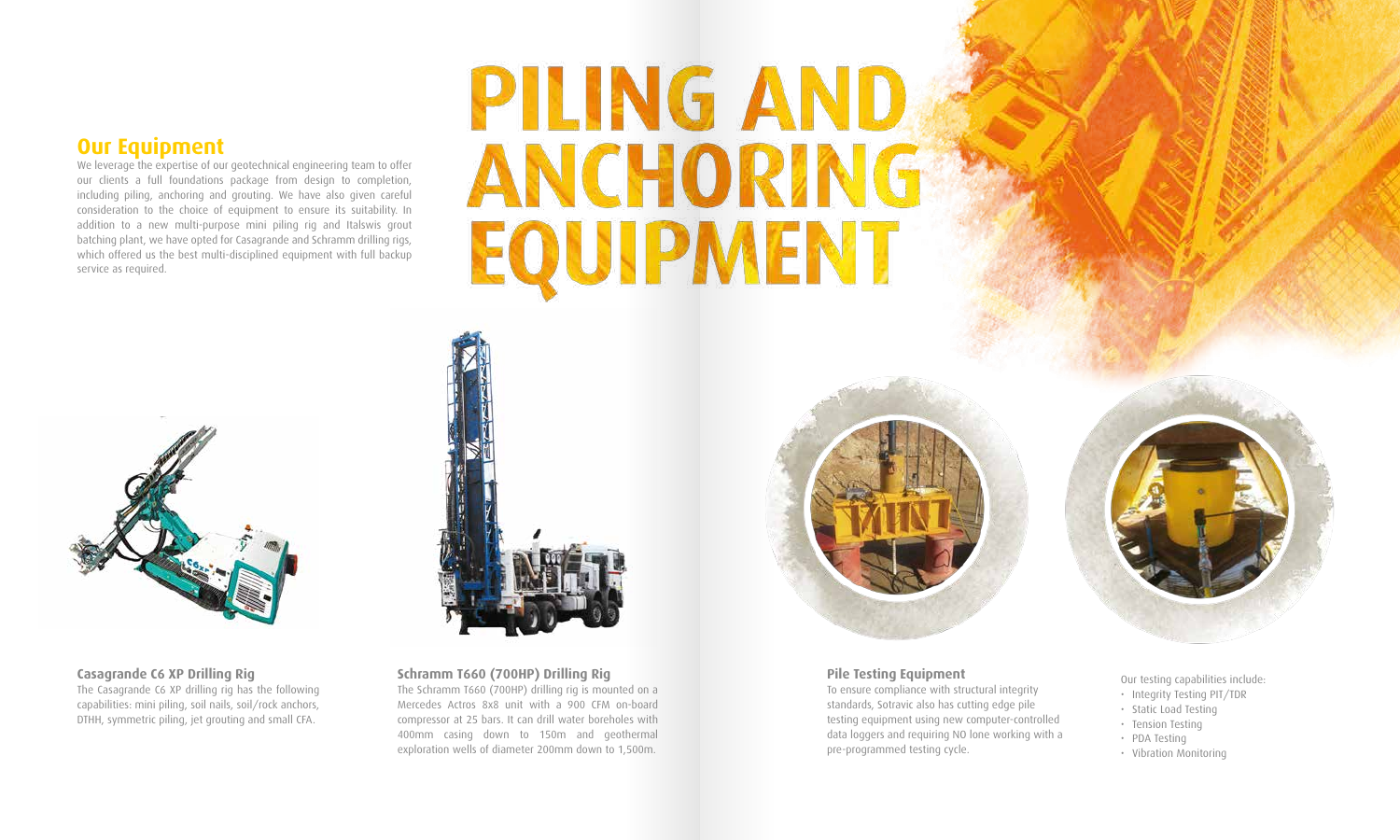# PILING AND ANCHORING EQUIPMENT

## Our Equipment

We leverage the expertise of our geotechnical engineering team to offer our clients a full foundations package from design to completion, including piling, anchoring and grouting. We have also given careful consideration to the choice of equipment to ensure its suitability. In addition to a new multi-purpose mini piling rig and Italswis grout batching plant, we have opted for Casagrande and Schramm drilling rigs, which offered us the best multi-disciplined equipment with full backup service as required.

### Casagrande C6 XP Drilling Rig

The Casagrande C6 XP drilling rig has the following capabilities: mini piling, soil nails, soil/rock anchors, DTHH, symmetric piling, jet grouting and small CFA.

### Schramm T660 (700HP) Drilling Rig

The Schramm T660 (700HP) drilling rig is mounted on a Mercedes Actros 8x8 unit with a 900 CFM on-board compressor at 25 bars. It can drill water boreholes with 400mm casing down to 150m and geothermal exploration wells of diameter 200mm down to 1,500m.

### Pile Testing Equipment

To ensure compliance with structural integrity standards, Sotravic also has cutting edge pile testing equipment using new computer-controlled data loggers and requiring NO lone working with a pre-programmed testing cycle.

Our testing capabilities include:

- Integrity Testing PIT/TDR
- Static Load Testing
- Tension Testing
- PDA Testing
- Vibration Monitoring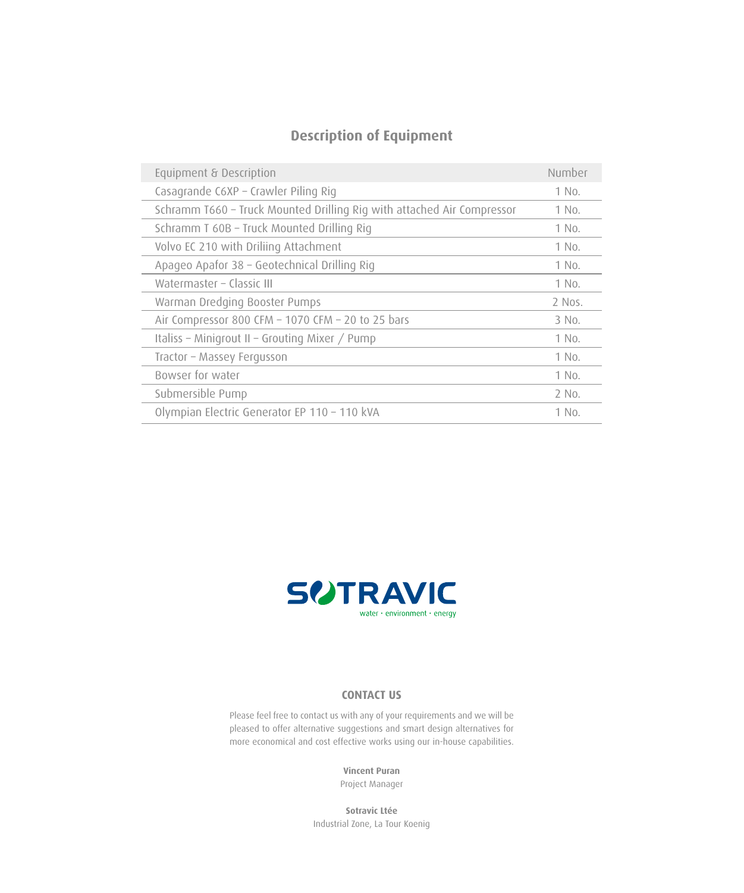## Description of Equipment

| Equipment & Description | Number |
|---|---|
| Casagrande C6XP – Crawler Piling Rig | 1 No. |
| Schramm T660 – Truck Mounted Drilling Rig with attached Air Compressor | 1 No. |
| Schramm T 60B – Truck Mounted Drilling Rig | 1 No. |
| Volvo EC 210 with Driliing Attachment | 1 No. |
| Apageo Apafor 38 – Geotechnical Drilling Rig | 1 No. |
| Watermaster – Classic III | 1 No. |
| Warman Dredging Booster Pumps | 2 Nos. |
| Air Compressor 800 CFM – 1070 CFM – 20 to 25 bars | 3 No. |
| Italiss – Minigrout II – Grouting Mixer / Pump | 1 No. |
| Tractor – Massey Fergusson | 1 No. |
| Bowser for water | 1 No. |
| Submersible Pump | 2 No. |
| Olympian Electric Generator EP 110 – 110 kVA | 1 No. |

SOTRAVIC
water · environment · energy

### CONTACT US

Please feel free to contact us with any of your requirements and we will be pleased to offer alternative suggestions and smart design alternatives for more economical and cost effective works using our in-house capabilities.

**Vincent Puran**
Project Manager

**Sotravic Ltée**
Industrial Zone, La Tour Koenig